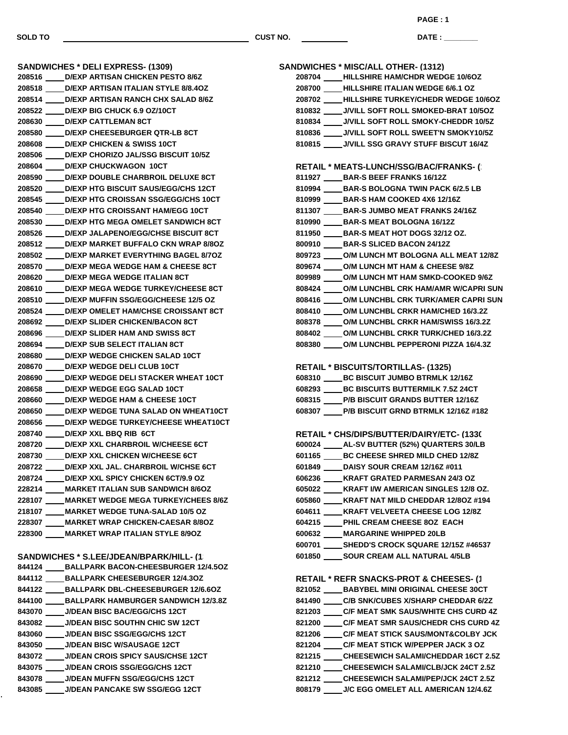**SOLD TO** ______________________ **CUST NO.** __________ **DATE :** ________

## SANDWICHES * DELI EXPRESS- (1309)

208516 ____ D/EXP ARTISAN CHICKEN PESTO 8/6Z
208518 ____ D/EXP ARTISAN ITALIAN STYLE 8/8.4OZ
208514 ____ D/EXP ARTISAN RANCH CHX SALAD 8/6Z
208522 ____ D/EXP BIG CHUCK 6.9 OZ/10CT
208630 ____ D/EXP CATTLEMAN 8CT
208580 ____ D/EXP CHEESEBURGER QTR-LB 8CT
208608 ____ D/EXP CHICKEN & SWISS 10CT
208506 ____ D/EXP CHORIZO JAL/SSG BISCUIT 10/5Z
208604 ____ D/EXP CHUCKWAGON 10CT
208590 ____ D/EXP DOUBLE CHARBROIL DELUXE 8CT
208520 ____ D/EXP HTG BISCUIT SAUS/EGG/CHS 12CT
208545 ____ D/EXP HTG CROISSAN SSG/EGG/CHS 10CT
208540 ____ D/EXP HTG CROISSANT HAM/EGG 10CT
208530 ____ D/EXP HTG MEGA OMELET SANDWICH 8CT
208526 ____ D/EXP JALAPENO/EGG/CHSE BISCUIT 8CT
208512 ____ D/EXP MARKET BUFFALO CKN WRAP 8/8OZ
208502 ____ D/EXP MARKET EVERYTHING BAGEL 8/7OZ
208570 ____ D/EXP MEGA WEDGE HAM & CHEESE 8CT
208620 ____ D/EXP MEGA WEDGE ITALIAN 8CT
208610 ____ D/EXP MEGA WEDGE TURKEY/CHEESE 8CT
208510 ____ D/EXP MUFFIN SSG/EGG/CHEESE 12/5 OZ
208524 ____ D/EXP OMELET HAM/CHSE CROISSANT 8CT
208692 ____ D/EXP SLIDER CHICKEN/BACON 8CT
208696 ____ D/EXP SLIDER HAM AND SWISS 8CT
208694 ____ D/EXP SUB SELECT ITALIAN 8CT
208680 ____ D/EXP WEDGE CHICKEN SALAD 10CT
208670 ____ D/EXP WEDGE DELI CLUB 10CT
208690 ____ D/EXP WEDGE DELI STACKER WHEAT 10CT
208658 ____ D/EXP WEDGE EGG SALAD 10CT
208660 ____ D/EXP WEDGE HAM & CHEESE 10CT
208650 ____ D/EXP WEDGE TUNA SALAD ON WHEAT10CT
208656 ____ D/EXP WEDGE TURKEY/CHEESE WHEAT10CT
208740 ____ D/EXP XXL BBQ RIB 6CT
208720 ____ D/EXP XXL CHARBROIL W/CHEESE 6CT
208730 ____ D/EXP XXL CHICKEN W/CHEESE 6CT
208722 ____ D/EXP XXL JAL. CHARBROIL W/CHSE 6CT
208724 ____ D/EXP XXL SPICY CHICKEN 6CT/9.9 OZ
228214 ____ MARKET ITALIAN SUB SANDWICH 8/6OZ
228107 ____ MARKET WEDGE MEGA TURKEY/CHEES 8/6Z
218107 ____ MARKET WEDGE TUNA-SALAD 10/5 OZ
228307 ____ MARKET WRAP CHICKEN-CAESAR 8/8OZ
228300 ____ MARKET WRAP ITALIAN STYLE 8/9OZ

## SANDWICHES * S.LEE/JDEAN/BPARK/HILL- (1

844124 ____ BALLPARK BACON-CHEESBURGER 12/4.5OZ
844112 ____ BALLPARK CHEESEBURGER 12/4.3OZ
844122 ____ BALLPARK DBL-CHEESEBURGER 12/6.6OZ
844100 ____ BALLPARK HAMBURGER SANDWICH 12/3.8Z
843070 ____ J/DEAN BISC BAC/EGG/CHS 12CT
843082 ____ J/DEAN BISC SOUTHN CHIC SW 12CT
843060 ____ J/DEAN BISC SSG/EGG/CHS 12CT
843050 ____ J/DEAN BISC W/SAUSAGE 12CT
843072 ____ J/DEAN CROIS SPICY SAUS/CHSE 12CT
843075 ____ J/DEAN CROIS SSG/EGG/CHS 12CT
843078 ____ J/DEAN MUFFN SSG/EGG/CHS 12CT
843085 ____ J/DEAN PANCAKE SW SSG/EGG 12CT

## SANDWICHES * MISC/ALL OTHER- (1312)

208704 ____ HILLSHIRE HAM/CHDR WEDGE 10/6OZ
208700 ____ HILLSHIRE ITALIAN WEDGE 6/6.1 OZ
208702 ____ HILLSHIRE TURKEY/CHEDR WEDGE 10/6OZ
810832 ____ J/VILL SOFT ROLL SMOKED-BRAT 10/5OZ
810834 ____ J/VILL SOFT ROLL SMOKY-CHEDDR 10/5Z
810836 ____ J/VILL SOFT ROLL SWEET'N SMOKY10/5Z
810815 ____ J/VILL SSG GRAVY STUFF BISCUT 16/4Z

## RETAIL * MEATS-LUNCH/SSG/BAC/FRANKS- (

811927 ____ BAR-S BEEF FRANKS 16/12Z
810994 ____ BAR-S BOLOGNA TWIN PACK 6/2.5 LB
810999 ____ BAR-S HAM COOKED 4X6 12/16Z
811307 ____ BAR-S JUMBO MEAT FRANKS 24/16Z
810990 ____ BAR-S MEAT BOLOGNA 16/12Z
811950 ____ BAR-S MEAT HOT DOGS 32/12 OZ.
800910 ____ BAR-S SLICED BACON 24/12Z
809723 ____ O/M LUNCH MT BOLOGNA ALL MEAT 12/8Z
809674 ____ O/M LUNCH MT HAM & CHEESE 9/8Z
809989 ____ O/M LUNCH MT HAM SMKD-COOKED 9/6Z
808424 ____ O/M LUNCHBL CRK HAM/AMR W/CAPRI SUN
808416 ____ O/M LUNCHBL CRK TURK/AMER CAPRI SUN
808410 ____ O/M LUNCHBL CRKR HAM/CHED 16/3.2Z
808378 ____ O/M LUNCHBL CRKR HAM/SWISS 16/3.2Z
808402 ____ O/M LUNCHBL CRKR TURK/CHED 16/3.2Z
808380 ____ O/M LUNCHBL PEPPERONI PIZZA 16/4.3Z

## RETAIL * BISCUITS/TORTILLAS- (1325)

608310 ____ BC BISCUIT JUMBO BTRMLK 12/16Z
608293 ____ BC BISCUITS BUTTERMILK 7.5Z 24CT
608315 ____ P/B BISCUIT GRANDS BUTTER 12/16Z
608307 ____ P/B BISCUIT GRND BTRMLK 12/16Z #182

## RETAIL * CHS/DIPS/BUTTER/DAIRY/ETC- (133

600024 ____ AL-SV BUTTER (52%) QUARTERS 30/LB
601165 ____ BC CHEESE SHRED MILD CHED 12/8Z
601849 ____ DAISY SOUR CREAM 12/16Z #011
606236 ____ KRAFT GRATED PARMESAN 24/3 OZ
605022 ____ KRAFT I/W AMERICAN SINGLES 12/8 OZ.
605860 ____ KRAFT NAT MILD CHEDDAR 12/8OZ #194
604611 ____ KRAFT VELVEETA CHEESE LOG 12/8Z
604215 ____ PHIL CREAM CHEESE 8OZ EACH
600632 ____ MARGARINE WHIPPED 20LB
600701 ____ SHEDD'S CROCK SQUARE 12/15Z #46537
601850 ____ SOUR CREAM ALL NATURAL 4/5LB

## RETAIL * REFR SNACKS-PROT & CHEESES- (1

821052 ____ BABYBEL MINI ORIGINAL CHEESE 30CT
841490 ____ C/B SNK/CUBES X/SHARP CHEDDAR 6/2Z
821203 ____ C/F MEAT SMK SAUS/WHITE CHS CURD 4Z
821200 ____ C/F MEAT SMR SAUS/CHEDR CHS CURD 4Z
821206 ____ C/F MEAT STICK SAUS/MONT&COLBY JCK
821204 ____ C/F MEAT STICK W/PEPPER JACK 3 OZ
821215 ____ CHEESEWICH SALAMI/CHEDDAR 16CT 2.5Z
821210 ____ CHEESEWICH SALAMI/CLB/JCK 24CT 2.5Z
821212 ____ CHEESEWICH SALAMI/PEP/JCK 24CT 2.5Z
808179 ____ J/C EGG OMELET ALL AMERICAN 12/4.6Z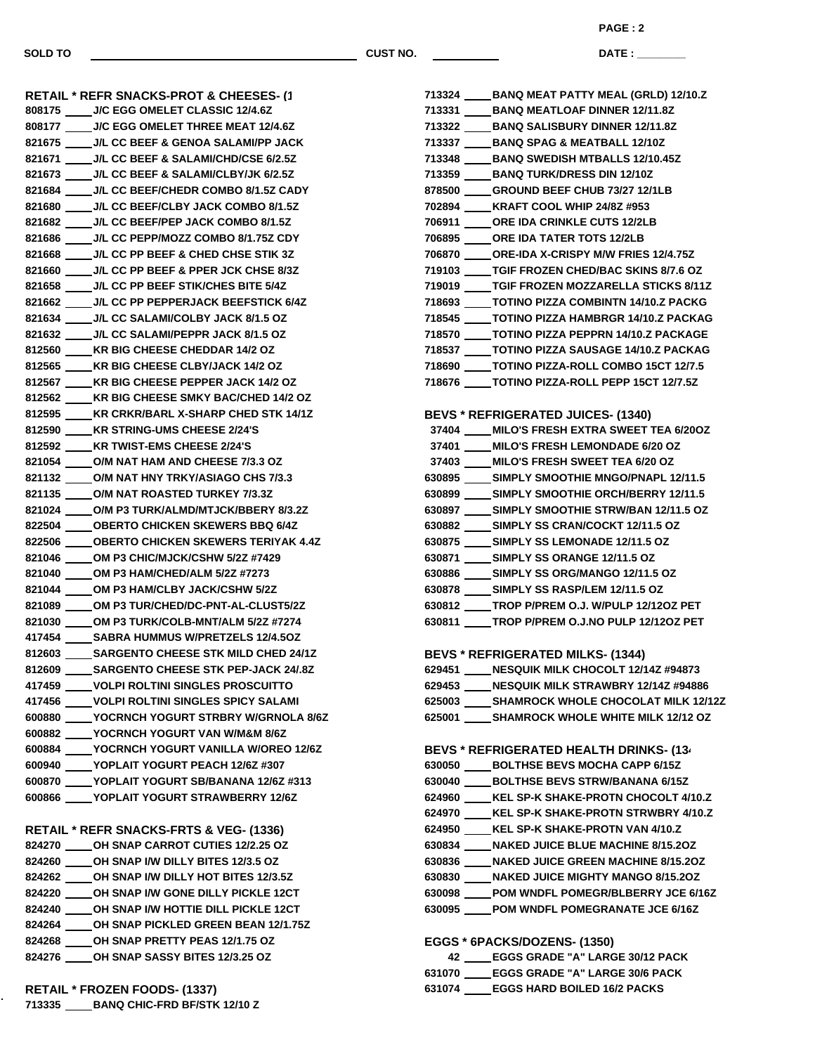SOLD TO ______________________ CUST NO. __________ DATE : ________

**RETAIL * REFR SNACKS-PROT & CHEESES- (1**

808175 ____ J/C EGG OMELET CLASSIC 12/4.6Z
808177 ____ J/C EGG OMELET THREE MEAT 12/4.6Z
821675 ____ J/L CC BEEF & GENOA SALAMI/PP JACK
821671 ____ J/L CC BEEF & SALAMI/CHD/CSE 6/2.5Z
821673 ____ J/L CC BEEF & SALAMI/CLBY/JK 6/2.5Z
821684 ____ J/L CC BEEF/CHEDR COMBO 8/1.5Z CADY
821680 ____ J/L CC BEEF/CLBY JACK COMBO 8/1.5Z
821682 ____ J/L CC BEEF/PEP JACK COMBO 8/1.5Z
821686 ____ J/L CC PEPP/MOZZ COMBO 8/1.75Z CDY
821668 ____ J/L CC PP BEEF & CHED CHSE STIK 3Z
821660 ____ J/L CC PP BEEF & PPER JCK CHSE 8/3Z
821658 ____ J/L CC PP BEEF STIK/CHES BITE 5/4Z
821662 ____ J/L CC PP PEPPERJACK BEEFSTICK 6/4Z
821634 ____ J/L CC SALAMI/COLBY JACK 8/1.5 OZ
821632 ____ J/L CC SALAMI/PEPPR JACK 8/1.5 OZ
812560 ____ KR BIG CHEESE CHEDDAR 14/2 OZ
812565 ____ KR BIG CHEESE CLBY/JACK 14/2 OZ
812567 ____ KR BIG CHEESE PEPPER JACK 14/2 OZ
812562 ____ KR BIG CHEESE SMKY BAC/CHED 14/2 OZ
812595 ____ KR CRKR/BARL X-SHARP CHED STK 14/1Z
812590 ____ KR STRING-UMS CHEESE 2/24'S
812592 ____ KR TWIST-EMS CHEESE 2/24'S
821054 ____ O/M NAT HAM AND CHEESE 7/3.3 OZ
821132 ____ O/M NAT HNY TRKY/ASIAGO CHS 7/3.3
821135 ____ O/M NAT ROASTED TURKEY 7/3.3Z
821024 ____ O/M P3 TURK/ALMD/MTJCK/BBERY 8/3.2Z
822504 ____ OBERTO CHICKEN SKEWERS BBQ 6/4Z
822506 ____ OBERTO CHICKEN SKEWERS TERIYAK 4.4Z
821046 ____ OM P3 CHIC/MJCK/CSHW 5/2Z #7429
821040 ____ OM P3 HAM/CHED/ALM 5/2Z #7273
821044 ____ OM P3 HAM/CLBY JACK/CSHW 5/2Z
821089 ____ OM P3 TUR/CHED/DC-PNT-AL-CLUST5/2Z
821030 ____ OM P3 TURK/COLB-MNT/ALM 5/2Z #7274
417454 ____ SABRA HUMMUS W/PRETZELS 12/4.5OZ
812603 ____ SARGENTO CHEESE STK MILD CHED 24/1Z
812609 ____ SARGENTO CHEESE STK PEP-JACK 24/.8Z
417459 ____ VOLPI ROLTINI SINGLES PROSCUITTO
417456 ____ VOLPI ROLTINI SINGLES SPICY SALAMI
600880 ____ YOCRNCH YOGURT STRBRY W/GRNOLA 8/6Z
600882 ____ YOCRNCH YOGURT VAN W/M&M 8/6Z
600884 ____ YOCRNCH YOGURT VANILLA W/OREO 12/6Z
600940 ____ YOPLAIT YOGURT PEACH 12/6Z #307
600870 ____ YOPLAIT YOGURT SB/BANANA 12/6Z #313
600866 ____ YOPLAIT YOGURT STRAWBERRY 12/6Z

**RETAIL * REFR SNACKS-FRTS & VEG- (1336)**

824270 ____ OH SNAP CARROT CUTIES 12/2.25 OZ
824260 ____ OH SNAP I/W DILLY BITES 12/3.5 OZ
824262 ____ OH SNAP I/W DILLY HOT BITES 12/3.5Z
824220 ____ OH SNAP I/W GONE DILLY PICKLE 12CT
824240 ____ OH SNAP I/W HOTTIE DILL PICKLE 12CT
824264 ____ OH SNAP PICKLED GREEN BEAN 12/1.75Z
824268 ____ OH SNAP PRETTY PEAS 12/1.75 OZ
824276 ____ OH SNAP SASSY BITES 12/3.25 OZ

**RETAIL * FROZEN FOODS- (1337)**

713335 ____ BANQ CHIC-FRD BF/STK 12/10 Z
713324 ____ BANQ MEAT PATTY MEAL (GRLD) 12/10.Z
713331 ____ BANQ MEATLOAF DINNER 12/11.8Z
713322 ____ BANQ SALISBURY DINNER 12/11.8Z
713337 ____ BANQ SPAG & MEATBALL 12/10Z
713348 ____ BANQ SWEDISH MTBALLS 12/10.45Z
713359 ____ BANQ TURK/DRESS DIN 12/10Z
878500 ____ GROUND BEEF CHUB 73/27 12/1LB
702894 ____ KRAFT COOL WHIP 24/8Z #953
706911 ____ ORE IDA CRINKLE CUTS 12/2LB
706895 ____ ORE IDA TATER TOTS 12/2LB
706870 ____ ORE-IDA X-CRISPY M/W FRIES 12/4.75Z
719103 ____ TGIF FROZEN CHED/BAC SKINS 8/7.6 OZ
719019 ____ TGIF FROZEN MOZZARELLA STICKS 8/11Z
718693 ____ TOTINO PIZZA COMBINTN 14/10.Z PACKG
718545 ____ TOTINO PIZZA HAMBRGR 14/10.Z PACKAG
718570 ____ TOTINO PIZZA PEPPRN 14/10.Z PACKAGE
718537 ____ TOTINO PIZZA SAUSAGE 14/10.Z PACKAG
718690 ____ TOTINO PIZZA-ROLL COMBO 15CT 12/7.5
718676 ____ TOTINO PIZZA-ROLL PEPP 15CT 12/7.5Z

**BEVS * REFRIGERATED JUICES- (1340)**

37404 ____ MILO'S FRESH EXTRA SWEET TEA 6/20OZ
37401 ____ MILO'S FRESH LEMONDADE 6/20 OZ
37403 ____ MILO'S FRESH SWEET TEA 6/20 OZ
630895 ____ SIMPLY SMOOTHIE MNGO/PNAPL 12/11.5
630899 ____ SIMPLY SMOOTHIE ORCH/BERRY 12/11.5
630897 ____ SIMPLY SMOOTHIE STRW/BAN 12/11.5 OZ
630882 ____ SIMPLY SS CRAN/COCKT 12/11.5 OZ
630875 ____ SIMPLY SS LEMONADE 12/11.5 OZ
630871 ____ SIMPLY SS ORANGE 12/11.5 OZ
630886 ____ SIMPLY SS ORG/MANGO 12/11.5 OZ
630878 ____ SIMPLY SS RASP/LEM 12/11.5 OZ
630812 ____ TROP P/PREM O.J. W/PULP 12/12OZ PET
630811 ____ TROP P/PREM O.J.NO PULP 12/12OZ PET

**BEVS * REFRIGERATED MILKS- (1344)**

629451 ____ NESQUIK MILK CHOCOLT 12/14Z #94873
629453 ____ NESQUIK MILK STRAWBRY 12/14Z #94886
625003 ____ SHAMROCK WHOLE CHOCOLAT MILK 12/12Z
625001 ____ SHAMROCK WHOLE WHITE MILK 12/12 OZ

**BEVS * REFRIGERATED HEALTH DRINKS- (13**

630050 ____ BOLTHSE BEVS MOCHA CAPP 6/15Z
630040 ____ BOLTHSE BEVS STRW/BANANA 6/15Z
624960 ____ KEL SP-K SHAKE-PROTN CHOCOLT 4/10.Z
624970 ____ KEL SP-K SHAKE-PROTN STRWBRY 4/10.Z
624950 ____ KEL SP-K SHAKE-PROTN VAN 4/10.Z
630834 ____ NAKED JUICE BLUE MACHINE 8/15.2OZ
630836 ____ NAKED JUICE GREEN MACHINE 8/15.2OZ
630830 ____ NAKED JUICE MIGHTY MANGO 8/15.2OZ
630098 ____ POM WNDFL POMEGR/BLBERRY JCE 6/16Z
630095 ____ POM WNDFL POMEGRANATE JCE 6/16Z

**EGGS * 6PACKS/DOZENS- (1350)**

42 ____ EGGS GRADE "A" LARGE 30/12 PACK
631070 ____ EGGS GRADE "A" LARGE 30/6 PACK
631074 ____ EGGS HARD BOILED 16/2 PACKS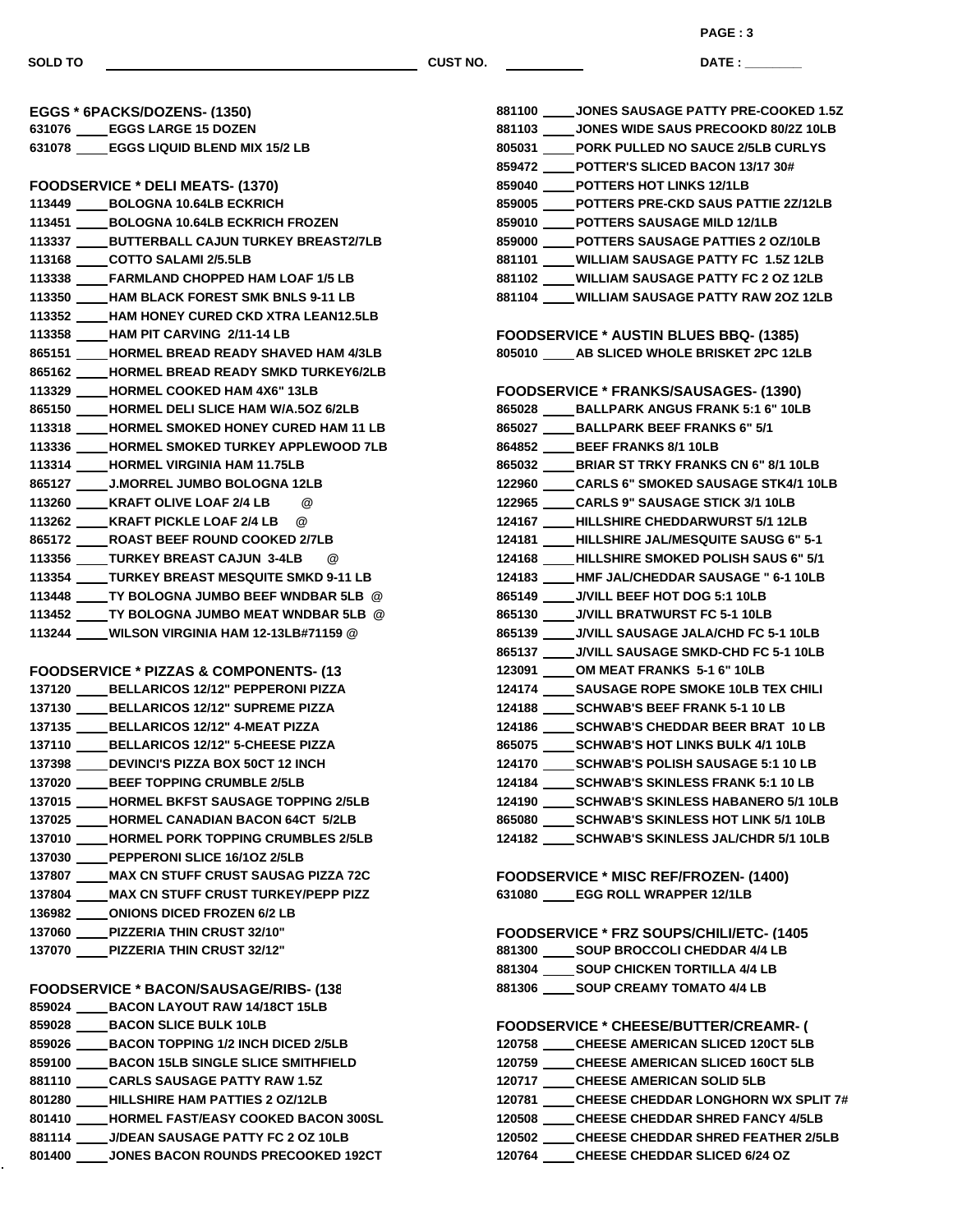SOLD TO ______________________ CUST NO. __________ DATE : ________

## EGGS * 6PACKS/DOZENS- (1350)

631076 ____ EGGS LARGE 15 DOZEN
631078 ____ EGGS LIQUID BLEND MIX 15/2 LB

## FOODSERVICE * DELI MEATS- (1370)

113449 ____ BOLOGNA 10.64LB ECKRICH
113451 ____ BOLOGNA 10.64LB ECKRICH FROZEN
113337 ____ BUTTERBALL CAJUN TURKEY BREAST2/7LB
113168 ____ COTTO SALAMI 2/5.5LB
113338 ____ FARMLAND CHOPPED HAM LOAF 1/5 LB
113350 ____ HAM BLACK FOREST SMK BNLS 9-11 LB
113352 ____ HAM HONEY CURED CKD XTRA LEAN12.5LB
113358 ____ HAM PIT CARVING 2/11-14 LB
865151 ____ HORMEL BREAD READY SHAVED HAM 4/3LB
865162 ____ HORMEL BREAD READY SMKD TURKEY6/2LB
113329 ____ HORMEL COOKED HAM 4X6" 13LB
865150 ____ HORMEL DELI SLICE HAM W/A.5OZ 6/2LB
113318 ____ HORMEL SMOKED HONEY CURED HAM 11 LB
113336 ____ HORMEL SMOKED TURKEY APPLEWOOD 7LB
113314 ____ HORMEL VIRGINIA HAM 11.75LB
865127 ____ J.MORREL JUMBO BOLOGNA 12LB
113260 ____ KRAFT OLIVE LOAF 2/4 LB @
113262 ____ KRAFT PICKLE LOAF 2/4 LB @
865172 ____ ROAST BEEF ROUND COOKED 2/7LB
113356 ____ TURKEY BREAST CAJUN 3-4LB @
113354 ____ TURKEY BREAST MESQUITE SMKD 9-11 LB
113448 ____ TY BOLOGNA JUMBO BEEF WNDBAR 5LB @
113452 ____ TY BOLOGNA JUMBO MEAT WNDBAR 5LB @
113244 ____ WILSON VIRGINIA HAM 12-13LB#71159 @

## FOODSERVICE * PIZZAS & COMPONENTS- (13

137120 ____ BELLARICOS 12/12" PEPPERONI PIZZA
137130 ____ BELLARICOS 12/12" SUPREME PIZZA
137135 ____ BELLARICOS 12/12" 4-MEAT PIZZA
137110 ____ BELLARICOS 12/12" 5-CHEESE PIZZA
137398 ____ DEVINCI'S PIZZA BOX 50CT 12 INCH
137020 ____ BEEF TOPPING CRUMBLE 2/5LB
137015 ____ HORMEL BKFST SAUSAGE TOPPING 2/5LB
137025 ____ HORMEL CANADIAN BACON 64CT 5/2LB
137010 ____ HORMEL PORK TOPPING CRUMBLES 2/5LB
137030 ____ PEPPERONI SLICE 16/1OZ 2/5LB
137807 ____ MAX CN STUFF CRUST SAUSAG PIZZA 72C
137804 ____ MAX CN STUFF CRUST TURKEY/PEPP PIZZ
136982 ____ ONIONS DICED FROZEN 6/2 LB
137060 ____ PIZZERIA THIN CRUST 32/10"
137070 ____ PIZZERIA THIN CRUST 32/12"

## FOODSERVICE * BACON/SAUSAGE/RIBS- (138

859024 ____ BACON LAYOUT RAW 14/18CT 15LB
859028 ____ BACON SLICE BULK 10LB
859026 ____ BACON TOPPING 1/2 INCH DICED 2/5LB
859100 ____ BACON 15LB SINGLE SLICE SMITHFIELD
881110 ____ CARLS SAUSAGE PATTY RAW 1.5Z
801280 ____ HILLSHIRE HAM PATTIES 2 OZ/12LB
801410 ____ HORMEL FAST/EASY COOKED BACON 300SL
881114 ____ J/DEAN SAUSAGE PATTY FC 2 OZ 10LB
801400 ____ JONES BACON ROUNDS PRECOOKED 192CT
881100 ____ JONES SAUSAGE PATTY PRE-COOKED 1.5Z
881103 ____ JONES WIDE SAUS PRECOOKD 80/2Z 10LB
805031 ____ PORK PULLED NO SAUCE 2/5LB CURLYS
859472 ____ POTTER'S SLICED BACON 13/17 30#
859040 ____ POTTERS HOT LINKS 12/1LB
859005 ____ POTTERS PRE-CKD SAUS PATTIE 2Z/12LB
859010 ____ POTTERS SAUSAGE MILD 12/1LB
859000 ____ POTTERS SAUSAGE PATTIES 2 OZ/10LB
881101 ____ WILLIAM SAUSAGE PATTY FC 1.5Z 12LB
881102 ____ WILLIAM SAUSAGE PATTY FC 2 OZ 12LB
881104 ____ WILLIAM SAUSAGE PATTY RAW 2OZ 12LB

## FOODSERVICE * AUSTIN BLUES BBQ- (1385)

805010 ____ AB SLICED WHOLE BRISKET 2PC 12LB

## FOODSERVICE * FRANKS/SAUSAGES- (1390)

865028 ____ BALLPARK ANGUS FRANK 5:1 6" 10LB
865027 ____ BALLPARK BEEF FRANKS 6" 5/1
864852 ____ BEEF FRANKS 8/1 10LB
865032 ____ BRIAR ST TRKY FRANKS CN 6" 8/1 10LB
122960 ____ CARLS 6" SMOKED SAUSAGE STK4/1 10LB
122965 ____ CARLS 9" SAUSAGE STICK 3/1 10LB
124167 ____ HILLSHIRE CHEDDARWURST 5/1 12LB
124181 ____ HILLSHIRE JAL/MESQUITE SAUSG 6" 5-1
124168 ____ HILLSHIRE SMOKED POLISH SAUS 6" 5/1
124183 ____ HMF JAL/CHEDDAR SAUSAGE " 6-1 10LB
865149 ____ J/VILL BEEF HOT DOG 5:1 10LB
865130 ____ J/VILL BRATWURST FC 5-1 10LB
865139 ____ J/VILL SAUSAGE JALA/CHD FC 5-1 10LB
865137 ____ J/VILL SAUSAGE SMKD-CHD FC 5-1 10LB
123091 ____ OM MEAT FRANKS 5-1 6" 10LB
124174 ____ SAUSAGE ROPE SMOKE 10LB TEX CHILI
124188 ____ SCHWAB'S BEEF FRANK 5-1 10 LB
124186 ____ SCHWAB'S CHEDDAR BEER BRAT 10 LB
865075 ____ SCHWAB'S HOT LINKS BULK 4/1 10LB
124170 ____ SCHWAB'S POLISH SAUSAGE 5:1 10 LB
124184 ____ SCHWAB'S SKINLESS FRANK 5:1 10 LB
124190 ____ SCHWAB'S SKINLESS HABANERO 5/1 10LB
865080 ____ SCHWAB'S SKINLESS HOT LINK 5/1 10LB
124182 ____ SCHWAB'S SKINLESS JAL/CHDR 5/1 10LB

## FOODSERVICE * MISC REF/FROZEN- (1400)

631080 ____ EGG ROLL WRAPPER 12/1LB

## FOODSERVICE * FRZ SOUPS/CHILI/ETC- (1405

881300 ____ SOUP BROCCOLI CHEDDAR 4/4 LB
881304 ____ SOUP CHICKEN TORTILLA 4/4 LB
881306 ____ SOUP CREAMY TOMATO 4/4 LB

## FOODSERVICE * CHEESE/BUTTER/CREAMR- (

120758 ____ CHEESE AMERICAN SLICED 120CT 5LB
120759 ____ CHEESE AMERICAN SLICED 160CT 5LB
120717 ____ CHEESE AMERICAN SOLID 5LB
120781 ____ CHEESE CHEDDAR LONGHORN WX SPLIT 7#
120508 ____ CHEESE CHEDDAR SHRED FANCY 4/5LB
120502 ____ CHEESE CHEDDAR SHRED FEATHER 2/5LB
120764 ____ CHEESE CHEDDAR SLICED 6/24 OZ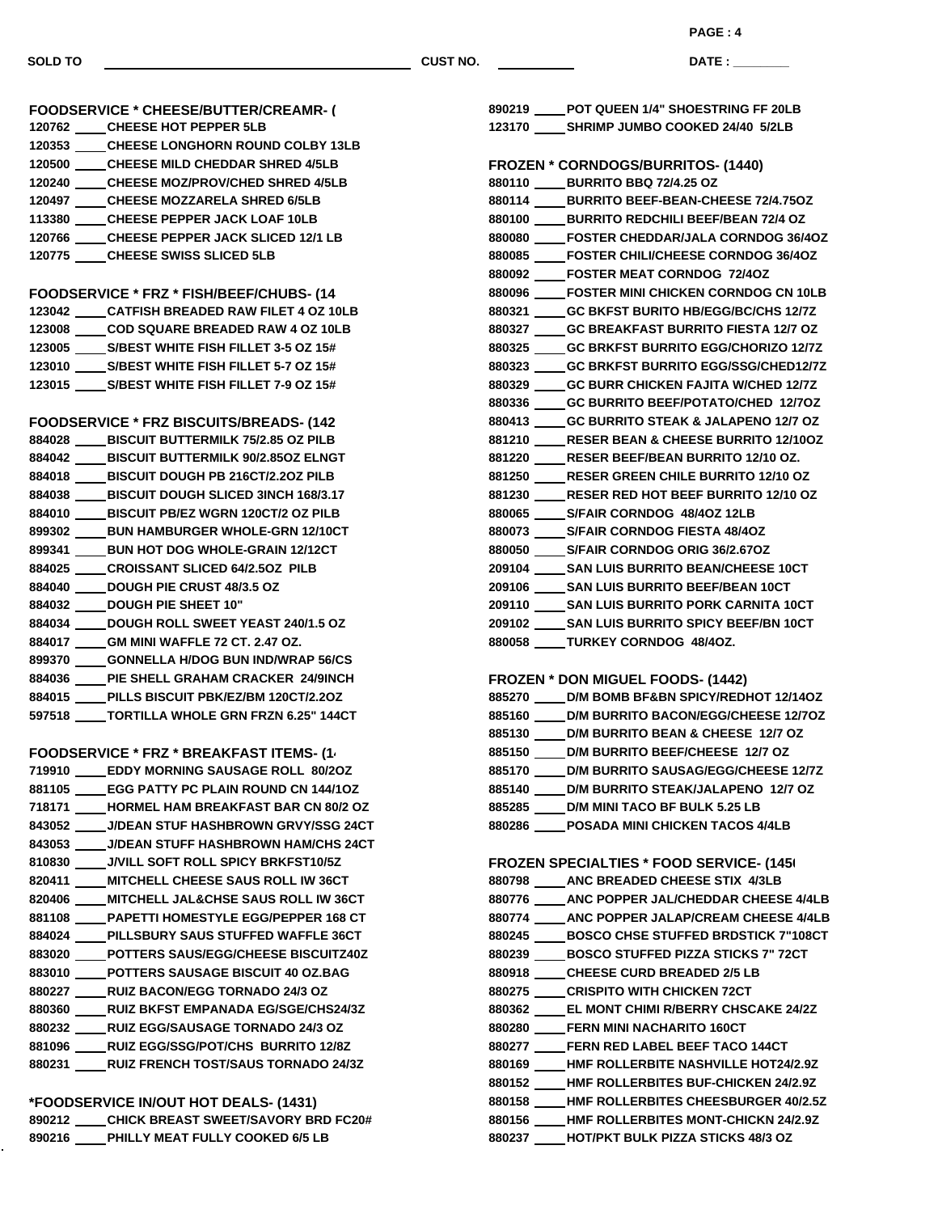**SOLD TO** ______________________ **CUST NO.** __________ **DATE :** ________

**FOODSERVICE * CHEESE/BUTTER/CREAMR- (**

120762 ____ CHEESE HOT PEPPER 5LB
120353 ____ CHEESE LONGHORN ROUND COLBY 13LB
120500 ____ CHEESE MILD CHEDDAR SHRED 4/5LB
120240 ____ CHEESE MOZ/PROV/CHED SHRED 4/5LB
120497 ____ CHEESE MOZZARELA SHRED 6/5LB
113380 ____ CHEESE PEPPER JACK LOAF 10LB
120766 ____ CHEESE PEPPER JACK SLICED 12/1 LB
120775 ____ CHEESE SWISS SLICED 5LB

**FOODSERVICE * FRZ * FISH/BEEF/CHUBS- (14**

123042 ____ CATFISH BREADED RAW FILET 4 OZ 10LB
123008 ____ COD SQUARE BREADED RAW 4 OZ 10LB
123005 ____ S/BEST WHITE FISH FILLET 3-5 OZ 15#
123010 ____ S/BEST WHITE FISH FILLET 5-7 OZ 15#
123015 ____ S/BEST WHITE FISH FILLET 7-9 OZ 15#

**FOODSERVICE * FRZ BISCUITS/BREADS- (142**

884028 ____ BISCUIT BUTTERMILK 75/2.85 OZ PILB
884042 ____ BISCUIT BUTTERMILK 90/2.85OZ ELNGT
884018 ____ BISCUIT DOUGH PB 216CT/2.2OZ PILB
884038 ____ BISCUIT DOUGH SLICED 3INCH 168/3.17
884010 ____ BISCUIT PB/EZ WGRN 120CT/2 OZ PILB
899302 ____ BUN HAMBURGER WHOLE-GRN 12/10CT
899341 ____ BUN HOT DOG WHOLE-GRAIN 12/12CT
884025 ____ CROISSANT SLICED 64/2.5OZ PILB
884040 ____ DOUGH PIE CRUST 48/3.5 OZ
884032 ____ DOUGH PIE SHEET 10"
884034 ____ DOUGH ROLL SWEET YEAST 240/1.5 OZ
884017 ____ GM MINI WAFFLE 72 CT. 2.47 OZ.
899370 ____ GONNELLA H/DOG BUN IND/WRAP 56/CS
884036 ____ PIE SHELL GRAHAM CRACKER 24/9INCH
884015 ____ PILLS BISCUIT PBK/EZ/BM 120CT/2.2OZ
597518 ____ TORTILLA WHOLE GRN FRZN 6.25" 144CT

**FOODSERVICE * FRZ * BREAKFAST ITEMS- (1**

719910 ____ EDDY MORNING SAUSAGE ROLL 80/2OZ
881105 ____ EGG PATTY PC PLAIN ROUND CN 144/1OZ
718171 ____ HORMEL HAM BREAKFAST BAR CN 80/2 OZ
843052 ____ J/DEAN STUF HASHBROWN GRVY/SSG 24CT
843053 ____ J/DEAN STUFF HASHBROWN HAM/CHS 24CT
810830 ____ J/VILL SOFT ROLL SPICY BRKFST10/5Z
820411 ____ MITCHELL CHEESE SAUS ROLL IW 36CT
820406 ____ MITCHELL JAL&CHSE SAUS ROLL IW 36CT
881108 ____ PAPETTI HOMESTYLE EGG/PEPPER 168 CT
884024 ____ PILLSBURY SAUS STUFFED WAFFLE 36CT
883020 ____ POTTERS SAUS/EGG/CHEESE BISCUITZ40Z
883010 ____ POTTERS SAUSAGE BISCUIT 40 OZ.BAG
880227 ____ RUIZ BACON/EGG TORNADO 24/3 OZ
880360 ____ RUIZ BKFST EMPANADA EG/SGE/CHS24/3Z
880232 ____ RUIZ EGG/SAUSAGE TORNADO 24/3 OZ
881096 ____ RUIZ EGG/SSG/POT/CHS BURRITO 12/8Z
880231 ____ RUIZ FRENCH TOST/SAUS TORNADO 24/3Z

***FOODSERVICE IN/OUT HOT DEALS- (1431)**

890212 ____ CHICK BREAST SWEET/SAVORY BRD FC20#
890216 ____ PHILLY MEAT FULLY COOKED 6/5 LB
890219 ____ POT QUEEN 1/4" SHOESTRING FF 20LB
123170 ____ SHRIMP JUMBO COOKED 24/40 5/2LB

**FROZEN * CORNDOGS/BURRITOS- (1440)**

880110 ____ BURRITO BBQ 72/4.25 OZ
880114 ____ BURRITO BEEF-BEAN-CHEESE 72/4.75OZ
880100 ____ BURRITO REDCHILI BEEF/BEAN 72/4 OZ
880080 ____ FOSTER CHEDDAR/JALA CORNDOG 36/4OZ
880085 ____ FOSTER CHILI/CHEESE CORNDOG 36/4OZ
880092 ____ FOSTER MEAT CORNDOG 72/4OZ
880096 ____ FOSTER MINI CHICKEN CORNDOG CN 10LB
880321 ____ GC BKFST BURITO HB/EGG/BC/CHS 12/7Z
880327 ____ GC BREAKFAST BURRITO FIESTA 12/7 OZ
880325 ____ GC BRKFST BURRITO EGG/CHORIZO 12/7Z
880323 ____ GC BRKFST BURRITO EGG/SSG/CHED12/7Z
880329 ____ GC BURR CHICKEN FAJITA W/CHED 12/7Z
880336 ____ GC BURRITO BEEF/POTATO/CHED 12/7OZ
880413 ____ GC BURRITO STEAK & JALAPENO 12/7 OZ
881210 ____ RESER BEAN & CHEESE BURRITO 12/10OZ
881220 ____ RESER BEEF/BEAN BURRITO 12/10 OZ.
881250 ____ RESER GREEN CHILE BURRITO 12/10 OZ
881230 ____ RESER RED HOT BEEF BURRITO 12/10 OZ
880065 ____ S/FAIR CORNDOG 48/4OZ 12LB
880073 ____ S/FAIR CORNDOG FIESTA 48/4OZ
880050 ____ S/FAIR CORNDOG ORIG 36/2.67OZ
209104 ____ SAN LUIS BURRITO BEAN/CHEESE 10CT
209106 ____ SAN LUIS BURRITO BEEF/BEAN 10CT
209110 ____ SAN LUIS BURRITO PORK CARNITA 10CT
209102 ____ SAN LUIS BURRITO SPICY BEEF/BN 10CT
880058 ____ TURKEY CORNDOG 48/4OZ.

**FROZEN * DON MIGUEL FOODS- (1442)**

885270 ____ D/M BOMB BF&BN SPICY/REDHOT 12/14OZ
885160 ____ D/M BURRITO BACON/EGG/CHEESE 12/7OZ
885130 ____ D/M BURRITO BEAN & CHEESE 12/7 OZ
885150 ____ D/M BURRITO BEEF/CHEESE 12/7 OZ
885170 ____ D/M BURRITO SAUSAG/EGG/CHEESE 12/7Z
885140 ____ D/M BURRITO STEAK/JALAPENO 12/7 OZ
885285 ____ D/M MINI TACO BF BULK 5.25 LB
880286 ____ POSADA MINI CHICKEN TACOS 4/4LB

**FROZEN SPECIALTIES * FOOD SERVICE- (145**

880798 ____ ANC BREADED CHEESE STIX 4/3LB
880776 ____ ANC POPPER JAL/CHEDDAR CHEESE 4/4LB
880774 ____ ANC POPPER JALAP/CREAM CHEESE 4/4LB
880245 ____ BOSCO CHSE STUFFED BRDSTICK 7"108CT
880239 ____ BOSCO STUFFED PIZZA STICKS 7" 72CT
880918 ____ CHEESE CURD BREADED 2/5 LB
880275 ____ CRISPITO WITH CHICKEN 72CT
880362 ____ EL MONT CHIMI R/BERRY CHSCAKE 24/2Z
880280 ____ FERN MINI NACHARITO 160CT
880277 ____ FERN RED LABEL BEEF TACO 144CT
880169 ____ HMF ROLLERBITE NASHVILLE HOT24/2.9Z
880152 ____ HMF ROLLERBITES BUF-CHICKEN 24/2.9Z
880158 ____ HMF ROLLERBITES CHEESBURGER 40/2.5Z
880156 ____ HMF ROLLERBITES MONT-CHICKN 24/2.9Z
880237 ____ HOT/PKT BULK PIZZA STICKS 48/3 OZ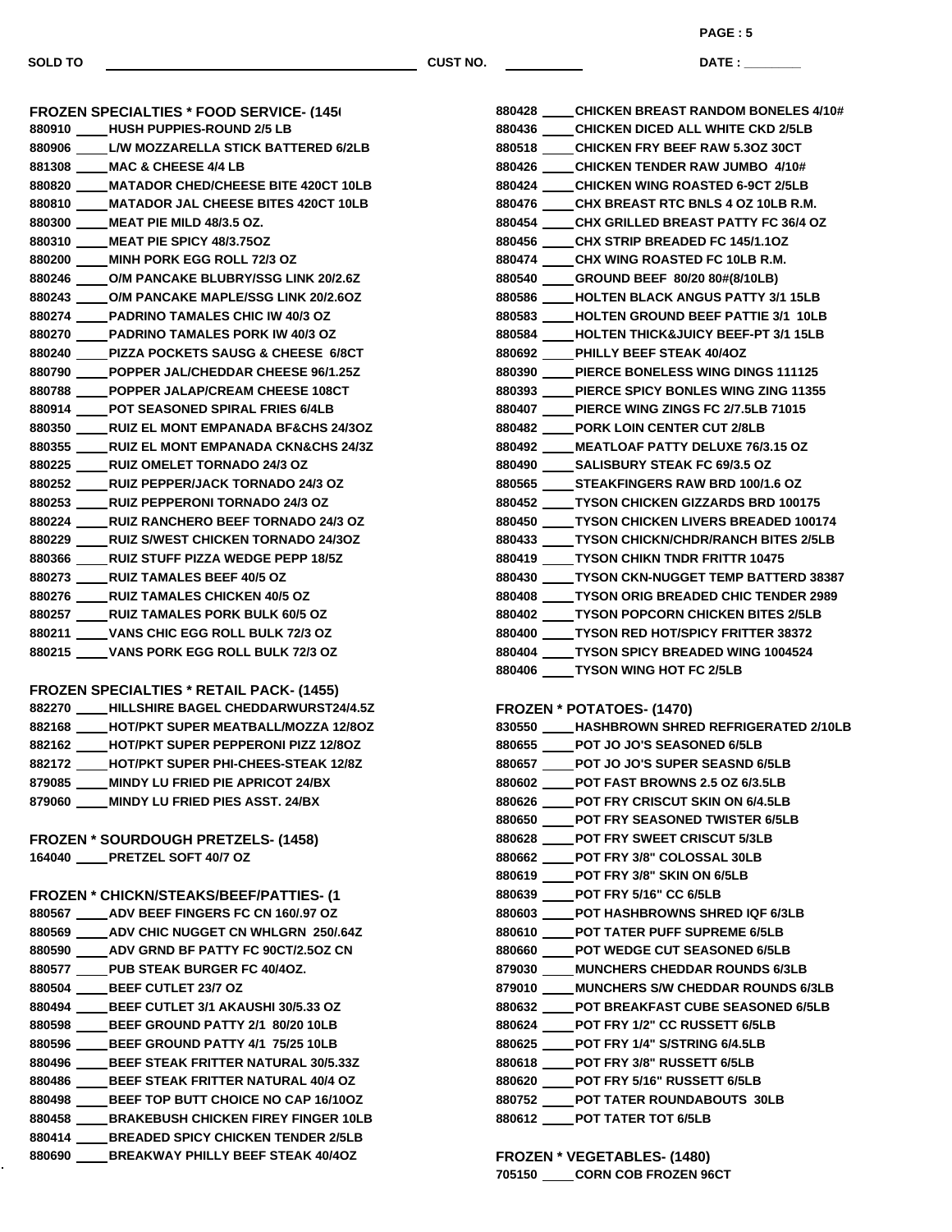SOLD TO ______________________ CUST NO. __________ DATE : ________

**FROZEN SPECIALTIES * FOOD SERVICE- (1450**

880910 ____ HUSH PUPPIES-ROUND 2/5 LB
880906 ____ L/W MOZZARELLA STICK BATTERED 6/2LB
881308 ____ MAC & CHEESE 4/4 LB
880820 ____ MATADOR CHED/CHEESE BITE 420CT 10LB
880810 ____ MATADOR JAL CHEESE BITES 420CT 10LB
880300 ____ MEAT PIE MILD 48/3.5 OZ.
880310 ____ MEAT PIE SPICY 48/3.75OZ
880200 ____ MINH PORK EGG ROLL 72/3 OZ
880246 ____ O/M PANCAKE BLUBRY/SSG LINK 20/2.6Z
880243 ____ O/M PANCAKE MAPLE/SSG LINK 20/2.6OZ
880274 ____ PADRINO TAMALES CHIC IW 40/3 OZ
880270 ____ PADRINO TAMALES PORK IW 40/3 OZ
880240 ____ PIZZA POCKETS SAUSG & CHEESE 6/8CT
880790 ____ POPPER JAL/CHEDDAR CHEESE 96/1.25Z
880788 ____ POPPER JALAP/CREAM CHEESE 108CT
880914 ____ POT SEASONED SPIRAL FRIES 6/4LB
880350 ____ RUIZ EL MONT EMPANADA BF&CHS 24/3OZ
880355 ____ RUIZ EL MONT EMPANADA CKN&CHS 24/3Z
880225 ____ RUIZ OMELET TORNADO 24/3 OZ
880252 ____ RUIZ PEPPER/JACK TORNADO 24/3 OZ
880253 ____ RUIZ PEPPERONI TORNADO 24/3 OZ
880224 ____ RUIZ RANCHERO BEEF TORNADO 24/3 OZ
880229 ____ RUIZ S/WEST CHICKEN TORNADO 24/3OZ
880366 ____ RUIZ STUFF PIZZA WEDGE PEPP 18/5Z
880273 ____ RUIZ TAMALES BEEF 40/5 OZ
880276 ____ RUIZ TAMALES CHICKEN 40/5 OZ
880257 ____ RUIZ TAMALES PORK BULK 60/5 OZ
880211 ____ VANS CHIC EGG ROLL BULK 72/3 OZ
880215 ____ VANS PORK EGG ROLL BULK 72/3 OZ

**FROZEN SPECIALTIES * RETAIL PACK- (1455)**

882270 ____ HILLSHIRE BAGEL CHEDDARWURST24/4.5Z
882168 ____ HOT/PKT SUPER MEATBALL/MOZZA 12/8OZ
882162 ____ HOT/PKT SUPER PEPPERONI PIZZ 12/8OZ
882172 ____ HOT/PKT SUPER PHI-CHEES-STEAK 12/8Z
879085 ____ MINDY LU FRIED PIE APRICOT 24/BX
879060 ____ MINDY LU FRIED PIES ASST. 24/BX

**FROZEN * SOURDOUGH PRETZELS- (1458)**

164040 ____ PRETZEL SOFT 40/7 OZ

**FROZEN * CHICKN/STEAKS/BEEF/PATTIES- (1**

880567 ____ ADV BEEF FINGERS FC CN 160/.97 OZ
880569 ____ ADV CHIC NUGGET CN WHLGRN 250/.64Z
880590 ____ ADV GRND BF PATTY FC 90CT/2.5OZ CN
880577 ____ PUB STEAK BURGER FC 40/4OZ.
880504 ____ BEEF CUTLET 23/7 OZ
880494 ____ BEEF CUTLET 3/1 AKAUSHI 30/5.33 OZ
880598 ____ BEEF GROUND PATTY 2/1 80/20 10LB
880596 ____ BEEF GROUND PATTY 4/1 75/25 10LB
880496 ____ BEEF STEAK FRITTER NATURAL 30/5.33Z
880486 ____ BEEF STEAK FRITTER NATURAL 40/4 OZ
880498 ____ BEEF TOP BUTT CHOICE NO CAP 16/10OZ
880458 ____ BRAKEBUSH CHICKEN FIREY FINGER 10LB
880414 ____ BREADED SPICY CHICKEN TENDER 2/5LB
880690 ____ BREAKWAY PHILLY BEEF STEAK 40/4OZ
880428 ____ CHICKEN BREAST RANDOM BONELES 4/10#
880436 ____ CHICKEN DICED ALL WHITE CKD 2/5LB
880518 ____ CHICKEN FRY BEEF RAW 5.3OZ 30CT
880426 ____ CHICKEN TENDER RAW JUMBO 4/10#
880424 ____ CHICKEN WING ROASTED 6-9CT 2/5LB
880476 ____ CHX BREAST RTC BNLS 4 OZ 10LB R.M.
880454 ____ CHX GRILLED BREAST PATTY FC 36/4 OZ
880456 ____ CHX STRIP BREADED FC 145/1.1OZ
880474 ____ CHX WING ROASTED FC 10LB R.M.
880540 ____ GROUND BEEF 80/20 80#(8/10LB)
880586 ____ HOLTEN BLACK ANGUS PATTY 3/1 15LB
880583 ____ HOLTEN GROUND BEEF PATTIE 3/1 10LB
880584 ____ HOLTEN THICK&JUICY BEEF-PT 3/1 15LB
880692 ____ PHILLY BEEF STEAK 40/4OZ
880390 ____ PIERCE BONELESS WING DINGS 111125
880393 ____ PIERCE SPICY BONLES WING ZING 11355
880407 ____ PIERCE WING ZINGS FC 2/7.5LB 71015
880482 ____ PORK LOIN CENTER CUT 2/8LB
880492 ____ MEATLOAF PATTY DELUXE 76/3.15 OZ
880490 ____ SALISBURY STEAK FC 69/3.5 OZ
880565 ____ STEAKFINGERS RAW BRD 100/1.6 OZ
880452 ____ TYSON CHICKEN GIZZARDS BRD 100175
880450 ____ TYSON CHICKEN LIVERS BREADED 100174
880433 ____ TYSON CHICKN/CHDR/RANCH BITES 2/5LB
880419 ____ TYSON CHIKN TNDR FRITTR 10475
880430 ____ TYSON CKN-NUGGET TEMP BATTERD 38387
880408 ____ TYSON ORIG BREADED CHIC TENDER 2989
880402 ____ TYSON POPCORN CHICKEN BITES 2/5LB
880400 ____ TYSON RED HOT/SPICY FRITTER 38372
880404 ____ TYSON SPICY BREADED WING 1004524
880406 ____ TYSON WING HOT FC 2/5LB

**FROZEN * POTATOES- (1470)**

830550 ____ HASHBROWN SHRED REFRIGERATED 2/10LB
880655 ____ POT JO JO'S SEASONED 6/5LB
880657 ____ POT JO JO'S SUPER SEASND 6/5LB
880602 ____ POT FAST BROWNS 2.5 OZ 6/3.5LB
880626 ____ POT FRY CRISCUT SKIN ON 6/4.5LB
880650 ____ POT FRY SEASONED TWISTER 6/5LB
880628 ____ POT FRY SWEET CRISCUT 5/3LB
880662 ____ POT FRY 3/8" COLOSSAL 30LB
880619 ____ POT FRY 3/8" SKIN ON 6/5LB
880639 ____ POT FRY 5/16" CC 6/5LB
880603 ____ POT HASHBROWNS SHRED IQF 6/3LB
880610 ____ POT TATER PUFF SUPREME 6/5LB
880660 ____ POT WEDGE CUT SEASONED 6/5LB
879030 ____ MUNCHERS CHEDDAR ROUNDS 6/3LB
879010 ____ MUNCHERS S/W CHEDDAR ROUNDS 6/3LB
880632 ____ POT BREAKFAST CUBE SEASONED 6/5LB
880624 ____ POT FRY 1/2" CC RUSSETT 6/5LB
880625 ____ POT FRY 1/4" S/STRING 6/4.5LB
880618 ____ POT FRY 3/8" RUSSETT 6/5LB
880620 ____ POT FRY 5/16" RUSSETT 6/5LB
880752 ____ POT TATER ROUNDABOUTS 30LB
880612 ____ POT TATER TOT 6/5LB

**FROZEN * VEGETABLES- (1480)**

705150 ____ CORN COB FROZEN 96CT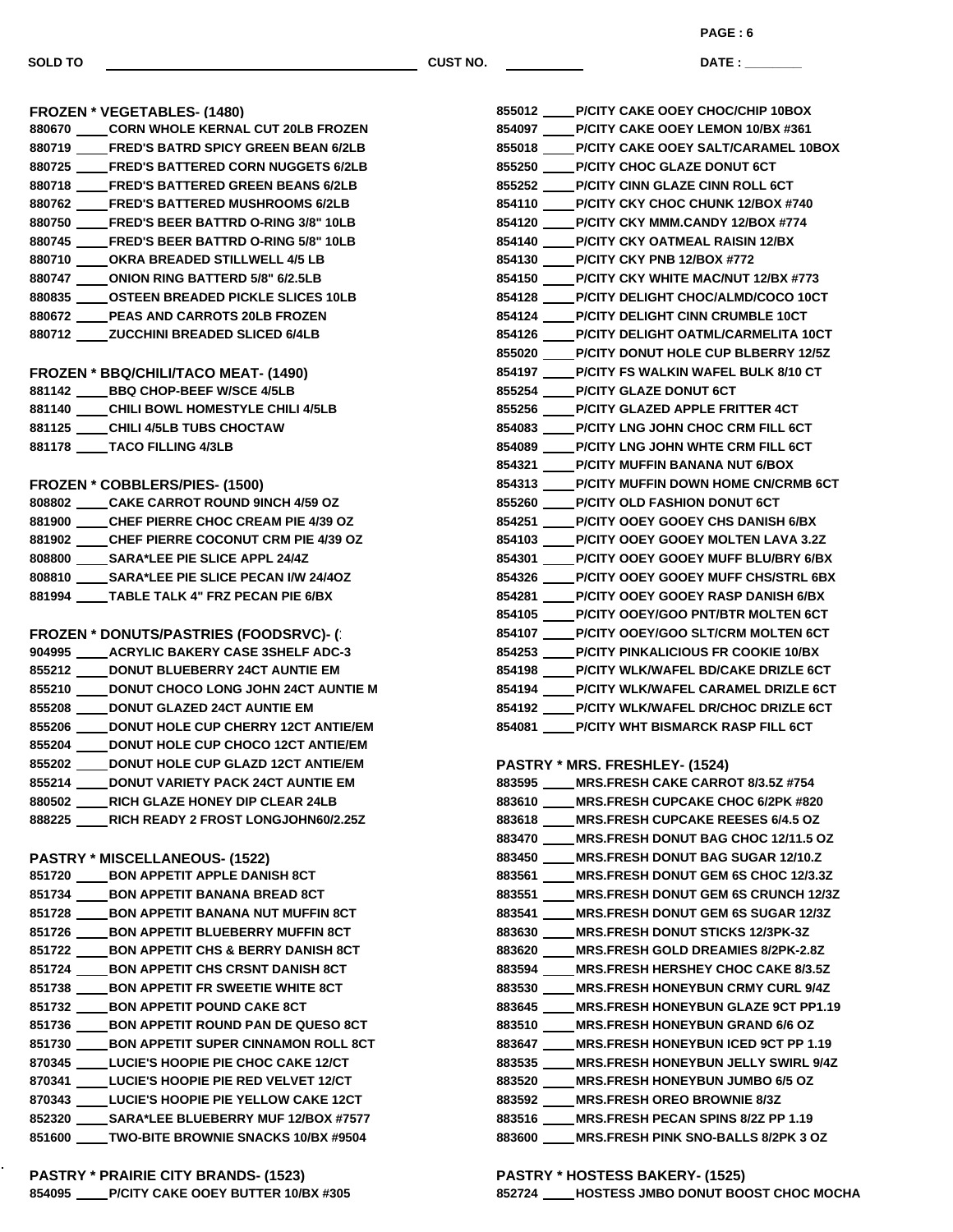SOLD TO ______________________ CUST NO. ________ DATE : ________

## FROZEN * VEGETABLES- (1480)

880670 ____ CORN WHOLE KERNAL CUT 20LB FROZEN
880719 ____ FRED'S BATRD SPICY GREEN BEAN 6/2LB
880725 ____ FRED'S BATTERED CORN NUGGETS 6/2LB
880718 ____ FRED'S BATTERED GREEN BEANS 6/2LB
880762 ____ FRED'S BATTERED MUSHROOMS 6/2LB
880750 ____ FRED'S BEER BATTRD O-RING 3/8" 10LB
880745 ____ FRED'S BEER BATTRD O-RING 5/8" 10LB
880710 ____ OKRA BREADED STILLWELL 4/5 LB
880747 ____ ONION RING BATTERED 5/8" 6/2.5LB
880835 ____ OSTEEN BREADED PICKLE SLICES 10LB
880672 ____ PEAS AND CARROTS 20LB FROZEN
880712 ____ ZUCCHINI BREADED SLICED 6/4LB

## FROZEN * BBQ/CHILI/TACO MEAT- (1490)

881142 ____ BBQ CHOP-BEEF W/SCE 4/5LB
881140 ____ CHILI BOWL HOMESTYLE CHILI 4/5LB
881125 ____ CHILI 4/5LB TUBS CHOCTAW
881178 ____ TACO FILLING 4/3LB

## FROZEN * COBBLERS/PIES- (1500)

808802 ____ CAKE CARROT ROUND 9INCH 4/59 OZ
881900 ____ CHEF PIERRE CHOC CREAM PIE 4/39 OZ
881902 ____ CHEF PIERRE COCONUT CRM PIE 4/39 OZ
808800 ____ SARA*LEE PIE SLICE APPL 24/4Z
808810 ____ SARA*LEE PIE SLICE PECAN I/W 24/4OZ
881994 ____ TABLE TALK 4" FRZ PECAN PIE 6/BX

## FROZEN * DONUTS/PASTRIES (FOODSRVC)- (

904995 ____ ACRYLIC BAKERY CASE 3SHELF ADC-3
855212 ____ DONUT BLUEBERRY 24CT AUNTIE EM
855210 ____ DONUT CHOCO LONG JOHN 24CT AUNTIE M
855208 ____ DONUT GLAZED 24CT AUNTIE EM
855206 ____ DONUT HOLE CUP CHERRY 12CT ANTIE/EM
855204 ____ DONUT HOLE CUP CHOCO 12CT ANTIE/EM
855202 ____ DONUT HOLE CUP GLAZD 12CT ANTIE/EM
855214 ____ DONUT VARIETY PACK 24CT AUNTIE EM
880502 ____ RICH GLAZE HONEY DIP CLEAR 24LB
888225 ____ RICH READY 2 FROST LONGJOHN60/2.25Z

## PASTRY * MISCELLANEOUS- (1522)

851720 ____ BON APPETIT APPLE DANISH 8CT
851734 ____ BON APPETIT BANANA BREAD 8CT
851728 ____ BON APPETIT BANANA NUT MUFFIN 8CT
851726 ____ BON APPETIT BLUEBERRY MUFFIN 8CT
851722 ____ BON APPETIT CHS & BERRY DANISH 8CT
851724 ____ BON APPETIT CHS CRSNT DANISH 8CT
851738 ____ BON APPETIT FR SWEETIE WHITE 8CT
851732 ____ BON APPETIT POUND CAKE 8CT
851736 ____ BON APPETIT ROUND PAN DE QUESO 8CT
851730 ____ BON APPETIT SUPER CINNAMON ROLL 8CT
870345 ____ LUCIE'S HOOPIE PIE CHOC CAKE 12/CT
870341 ____ LUCIE'S HOOPIE PIE RED VELVET 12/CT
870343 ____ LUCIE'S HOOPIE PIE YELLOW CAKE 12CT
852320 ____ SARA*LEE BLUEBERRY MUF 12/BOX #7577
851600 ____ TWO-BITE BROWNIE SNACKS 10/BX #9504

## PASTRY * PRAIRIE CITY BRANDS- (1523)

854095 ____ P/CITY CAKE OOEY BUTTER 10/BX #305
855012 ____ P/CITY CAKE OOEY CHOC/CHIP 10BOX
854097 ____ P/CITY CAKE OOEY LEMON 10/BX #361
855018 ____ P/CITY CAKE OOEY SALT/CARAMEL 10BOX
855250 ____ P/CITY CHOC GLAZE DONUT 6CT
855252 ____ P/CITY CINN GLAZE CINN ROLL 6CT
854110 ____ P/CITY CKY CHOC CHUNK 12/BOX #740
854120 ____ P/CITY CKY MMM.CANDY 12/BOX #774
854140 ____ P/CITY CKY OATMEAL RAISIN 12/BX
854130 ____ P/CITY CKY PNB 12/BOX #772
854150 ____ P/CITY CKY WHITE MAC/NUT 12/BX #773
854128 ____ P/CITY DELIGHT CHOC/ALMD/COCO 10CT
854124 ____ P/CITY DELIGHT CINN CRUMBLE 10CT
854126 ____ P/CITY DELIGHT OATML/CARMELITA 10CT
855020 ____ P/CITY DONUT HOLE CUP BLBERRY 12/5Z
854197 ____ P/CITY FS WALKIN WAFEL BULK 8/10 CT
855254 ____ P/CITY GLAZE DONUT 6CT
855256 ____ P/CITY GLAZED APPLE FRITTER 4CT
854083 ____ P/CITY LNG JOHN CHOC CRM FILL 6CT
854089 ____ P/CITY LNG JOHN WHTE CRM FILL 6CT
854321 ____ P/CITY MUFFIN BANANA NUT 6/BOX
854313 ____ P/CITY MUFFIN DOWN HOME CN/CRMB 6CT
855260 ____ P/CITY OLD FASHION DONUT 6CT
854251 ____ P/CITY OOEY GOOEY CHS DANISH 6/BX
854103 ____ P/CITY OOEY GOOEY MOLTEN LAVA 3.2Z
854301 ____ P/CITY OOEY GOOEY MUFF BLU/BRY 6/BX
854326 ____ P/CITY OOEY GOOEY MUFF CHS/STRL 6BX
854281 ____ P/CITY OOEY GOOEY RASP DANISH 6/BX
854105 ____ P/CITY OOEY/GOO PNT/BTR MOLTEN 6CT
854107 ____ P/CITY OOEY/GOO SLT/CRM MOLTEN 6CT
854253 ____ P/CITY PINKALICIOUS FR COOKIE 10/BX
854198 ____ P/CITY WLK/WAFEL BD/CAKE DRIZLE 6CT
854194 ____ P/CITY WLK/WAFEL CARAMEL DRIZLE 6CT
854192 ____ P/CITY WLK/WAFEL DR/CHOC DRIZLE 6CT
854081 ____ P/CITY WHT BISMARCK RASP FILL 6CT

## PASTRY * MRS. FRESHLEY- (1524)

883595 ____ MRS.FRESH CAKE CARROT 8/3.5Z #754
883610 ____ MRS.FRESH CUPCAKE CHOC 6/2PK #820
883618 ____ MRS.FRESH CUPCAKE REESES 6/4.5 OZ
883470 ____ MRS.FRESH DONUT BAG CHOC 12/11.5 OZ
883450 ____ MRS.FRESH DONUT BAG SUGAR 12/10.Z
883561 ____ MRS.FRESH DONUT GEM 6S CHOC 12/3.3Z
883551 ____ MRS.FRESH DONUT GEM 6S CRUNCH 12/3Z
883541 ____ MRS.FRESH DONUT GEM 6S SUGAR 12/3Z
883630 ____ MRS.FRESH DONUT STICKS 12/3PK-3Z
883620 ____ MRS.FRESH GOLD DREAMIES 8/2PK-2.8Z
883594 ____ MRS.FRESH HERSHEY CHOC CAKE 8/3.5Z
883530 ____ MRS.FRESH HONEYBUN CRMY CURL 9/4Z
883645 ____ MRS.FRESH HONEYBUN GLAZE 9CT PP1.19
883510 ____ MRS.FRESH HONEYBUN GRAND 6/6 OZ
883647 ____ MRS.FRESH HONEYBUN ICED 9CT PP 1.19
883535 ____ MRS.FRESH HONEYBUN JELLY SWIRL 9/4Z
883520 ____ MRS.FRESH HONEYBUN JUMBO 6/5 OZ
883592 ____ MRS.FRESH OREO BROWNIE 8/3Z
883516 ____ MRS.FRESH PECAN SPINS 8/2Z PP 1.19
883600 ____ MRS.FRESH PINK SNO-BALLS 8/2PK 3 OZ

## PASTRY * HOSTESS BAKERY- (1525)

852724 ____ HOSTESS JMBO DONUT BOOST CHOC MOCHA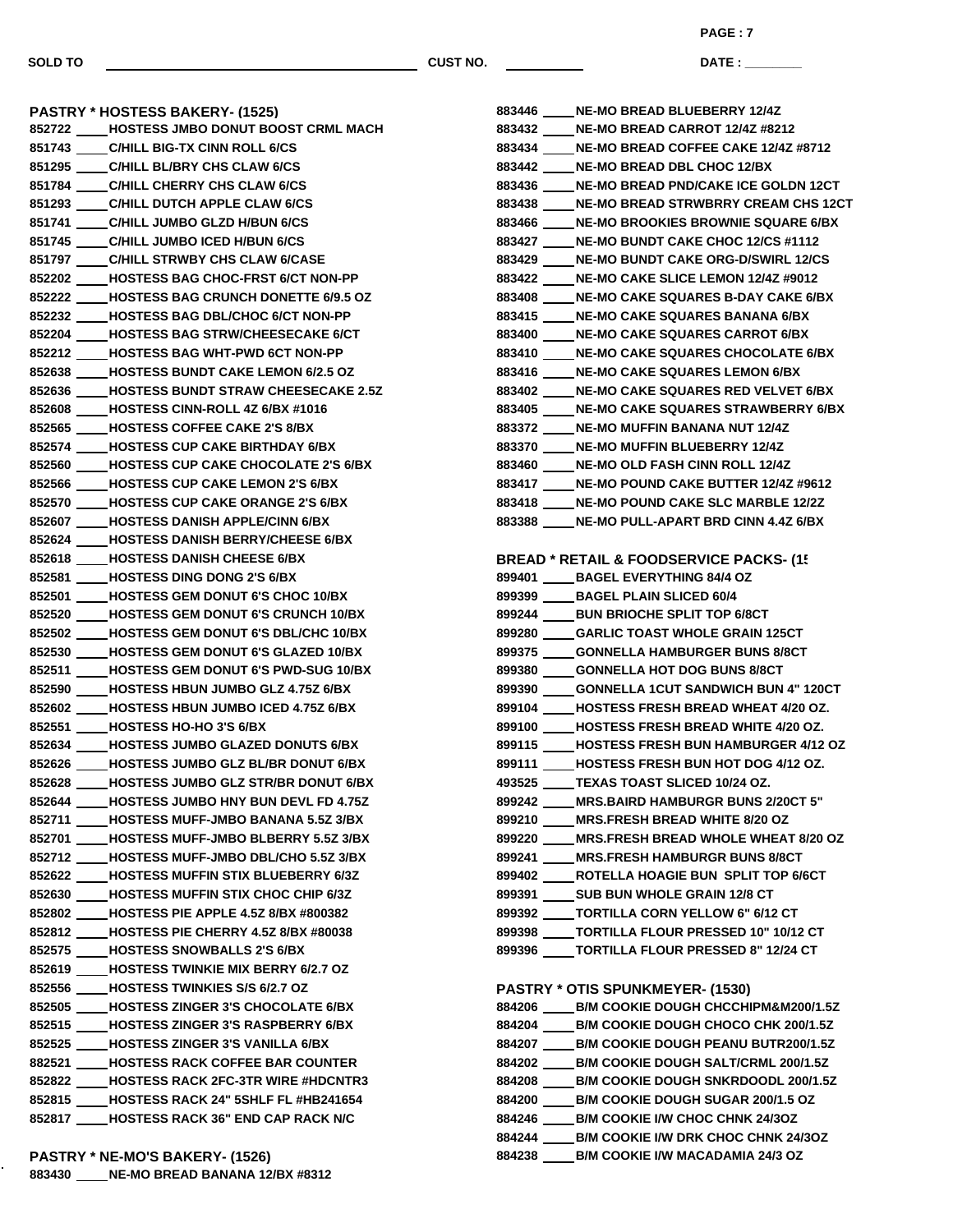SOLD TO ______________________ CUST NO. __________ DATE : ________

## PASTRY * HOSTESS BAKERY- (1525)

852722 ____ HOSTESS JMBO DONUT BOOST CRML MACH
851743 ____ C/HILL BIG-TX CINN ROLL 6/CS
851295 ____ C/HILL BL/BRY CHS CLAW 6/CS
851784 ____ C/HILL CHERRY CHS CLAW 6/CS
851293 ____ C/HILL DUTCH APPLE CLAW 6/CS
851741 ____ C/HILL JUMBO GLZD H/BUN 6/CS
851745 ____ C/HILL JUMBO ICED H/BUN 6/CS
851797 ____ C/HILL STRWBY CHS CLAW 6/CASE
852202 ____ HOSTESS BAG CHOC-FRST 6/CT NON-PP
852222 ____ HOSTESS BAG CRUNCH DONETTE 6/9.5 OZ
852232 ____ HOSTESS BAG DBL/CHOC 6/CT NON-PP
852204 ____ HOSTESS BAG STRW/CHEESECAKE 6/CT
852212 ____ HOSTESS BAG WHT-PWD 6CT NON-PP
852638 ____ HOSTESS BUNDT CAKE LEMON 6/2.5 OZ
852636 ____ HOSTESS BUNDT STRAW CHEESECAKE 2.5Z
852608 ____ HOSTESS CINN-ROLL 4Z 6/BX #1016
852565 ____ HOSTESS COFFEE CAKE 2'S 8/BX
852574 ____ HOSTESS CUP CAKE BIRTHDAY 6/BX
852560 ____ HOSTESS CUP CAKE CHOCOLATE 2'S 6/BX
852566 ____ HOSTESS CUP CAKE LEMON 2'S 6/BX
852570 ____ HOSTESS CUP CAKE ORANGE 2'S 6/BX
852607 ____ HOSTESS DANISH APPLE/CINN 6/BX
852624 ____ HOSTESS DANISH BERRY/CHEESE 6/BX
852618 ____ HOSTESS DANISH CHEESE 6/BX
852581 ____ HOSTESS DING DONG 2'S 6/BX
852501 ____ HOSTESS GEM DONUT 6'S CHOC 10/BX
852520 ____ HOSTESS GEM DONUT 6'S CRUNCH 10/BX
852502 ____ HOSTESS GEM DONUT 6'S DBL/CHC 10/BX
852530 ____ HOSTESS GEM DONUT 6'S GLAZED 10/BX
852511 ____ HOSTESS GEM DONUT 6'S PWD-SUG 10/BX
852590 ____ HOSTESS HBUN JUMBO GLZ 4.75Z 6/BX
852602 ____ HOSTESS HBUN JUMBO ICED 4.75Z 6/BX
852551 ____ HOSTESS HO-HO 3'S 6/BX
852634 ____ HOSTESS JUMBO GLAZED DONUTS 6/BX
852626 ____ HOSTESS JUMBO GLZ BL/BR DONUT 6/BX
852628 ____ HOSTESS JUMBO GLZ STR/BR DONUT 6/BX
852644 ____ HOSTESS JUMBO HNY BUN DEVL FD 4.75Z
852711 ____ HOSTESS MUFF-JMBO BANANA 5.5Z 3/BX
852701 ____ HOSTESS MUFF-JMBO BLBERRY 5.5Z 3/BX
852712 ____ HOSTESS MUFF-JMBO DBL/CHO 5.5Z 3/BX
852622 ____ HOSTESS MUFFIN STIX BLUEBERRY 6/3Z
852630 ____ HOSTESS MUFFIN STIX CHOC CHIP 6/3Z
852802 ____ HOSTESS PIE APPLE 4.5Z 8/BX #800382
852812 ____ HOSTESS PIE CHERRY 4.5Z 8/BX #80038
852575 ____ HOSTESS SNOWBALLS 2'S 6/BX
852619 ____ HOSTESS TWINKIE MIX BERRY 6/2.7 OZ
852556 ____ HOSTESS TWINKIES S/S 6/2.7 OZ
852505 ____ HOSTESS ZINGER 3'S CHOCOLATE 6/BX
852515 ____ HOSTESS ZINGER 3'S RASPBERRY 6/BX
852525 ____ HOSTESS ZINGER 3'S VANILLA 6/BX
882521 ____ HOSTESS RACK COFFEE BAR COUNTER
852822 ____ HOSTESS RACK 2FC-3TR WIRE #HDCNTR3
852815 ____ HOSTESS RACK 24" 5SHLF FL #HB241654
852817 ____ HOSTESS RACK 36" END CAP RACK N/C

## PASTRY * NE-MO'S BAKERY- (1526)

883430 ____ NE-MO BREAD BANANA 12/BX #8312
883446 ____ NE-MO BREAD BLUEBERRY 12/4Z
883432 ____ NE-MO BREAD CARROT 12/4Z #8212
883434 ____ NE-MO BREAD COFFEE CAKE 12/4Z #8712
883442 ____ NE-MO BREAD DBL CHOC 12/BX
883436 ____ NE-MO BREAD PND/CAKE ICE GOLDN 12CT
883438 ____ NE-MO BREAD STRWBRRY CREAM CHS 12CT
883466 ____ NE-MO BROOKIES BROWNIE SQUARE 6/BX
883427 ____ NE-MO BUNDT CAKE CHOC 12/CS #1112
883429 ____ NE-MO BUNDT CAKE ORG-D/SWIRL 12/CS
883422 ____ NE-MO CAKE SLICE LEMON 12/4Z #9012
883408 ____ NE-MO CAKE SQUARES B-DAY CAKE 6/BX
883415 ____ NE-MO CAKE SQUARES BANANA 6/BX
883400 ____ NE-MO CAKE SQUARES CARROT 6/BX
883410 ____ NE-MO CAKE SQUARES CHOCOLATE 6/BX
883416 ____ NE-MO CAKE SQUARES LEMON 6/BX
883402 ____ NE-MO CAKE SQUARES RED VELVET 6/BX
883405 ____ NE-MO CAKE SQUARES STRAWBERRY 6/BX
883372 ____ NE-MO MUFFIN BANANA NUT 12/4Z
883370 ____ NE-MO MUFFIN BLUEBERRY 12/4Z
883460 ____ NE-MO OLD FASH CINN ROLL 12/4Z
883417 ____ NE-MO POUND CAKE BUTTER 12/4Z #9612
883418 ____ NE-MO POUND CAKE SLC MARBLE 12/2Z
883388 ____ NE-MO PULL-APART BRD CINN 4.4Z 6/BX

## BREAD * RETAIL & FOODSERVICE PACKS- (15

899401 ____ BAGEL EVERYTHING 84/4 OZ
899399 ____ BAGEL PLAIN SLICED 60/4
899244 ____ BUN BRIOCHE SPLIT TOP 6/8CT
899280 ____ GARLIC TOAST WHOLE GRAIN 125CT
899375 ____ GONNELLA HAMBURGER BUNS 8/8CT
899380 ____ GONNELLA HOT DOG BUNS 8/8CT
899390 ____ GONNELLA 1CUT SANDWICH BUN 4" 120CT
899104 ____ HOSTESS FRESH BREAD WHEAT 4/20 OZ.
899100 ____ HOSTESS FRESH BREAD WHITE 4/20 OZ.
899115 ____ HOSTESS FRESH BUN HAMBURGER 4/12 OZ
899111 ____ HOSTESS FRESH BUN HOT DOG 4/12 OZ.
493525 ____ TEXAS TOAST SLICED 10/24 OZ.
899242 ____ MRS.BAIRD HAMBURGR BUNS 2/20CT 5"
899210 ____ MRS.FRESH BREAD WHITE 8/20 OZ
899220 ____ MRS.FRESH BREAD WHOLE WHEAT 8/20 OZ
899241 ____ MRS.FRESH HAMBURGR BUNS 8/8CT
899402 ____ ROTELLA HOAGIE BUN SPLIT TOP 6/6CT
899391 ____ SUB BUN WHOLE GRAIN 12/8 CT
899392 ____ TORTILLA CORN YELLOW 6" 6/12 CT
899398 ____ TORTILLA FLOUR PRESSED 10" 10/12 CT
899396 ____ TORTILLA FLOUR PRESSED 8" 12/24 CT

## PASTRY * OTIS SPUNKMEYER- (1530)

884206 ____ B/M COOKIE DOUGH CHCCHIPM&M200/1.5Z
884204 ____ B/M COOKIE DOUGH CHOCO CHK 200/1.5Z
884207 ____ B/M COOKIE DOUGH PEANU BUTR200/1.5Z
884202 ____ B/M COOKIE DOUGH SALT/CRML 200/1.5Z
884208 ____ B/M COOKIE DOUGH SNKRDOODL 200/1.5Z
884200 ____ B/M COOKIE DOUGH SUGAR 200/1.5 OZ
884246 ____ B/M COOKIE I/W CHOC CHNK 24/3OZ
884244 ____ B/M COOKIE I/W DRK CHOC CHNK 24/3OZ
884238 ____ B/M COOKIE I/W MACADAMIA 24/3 OZ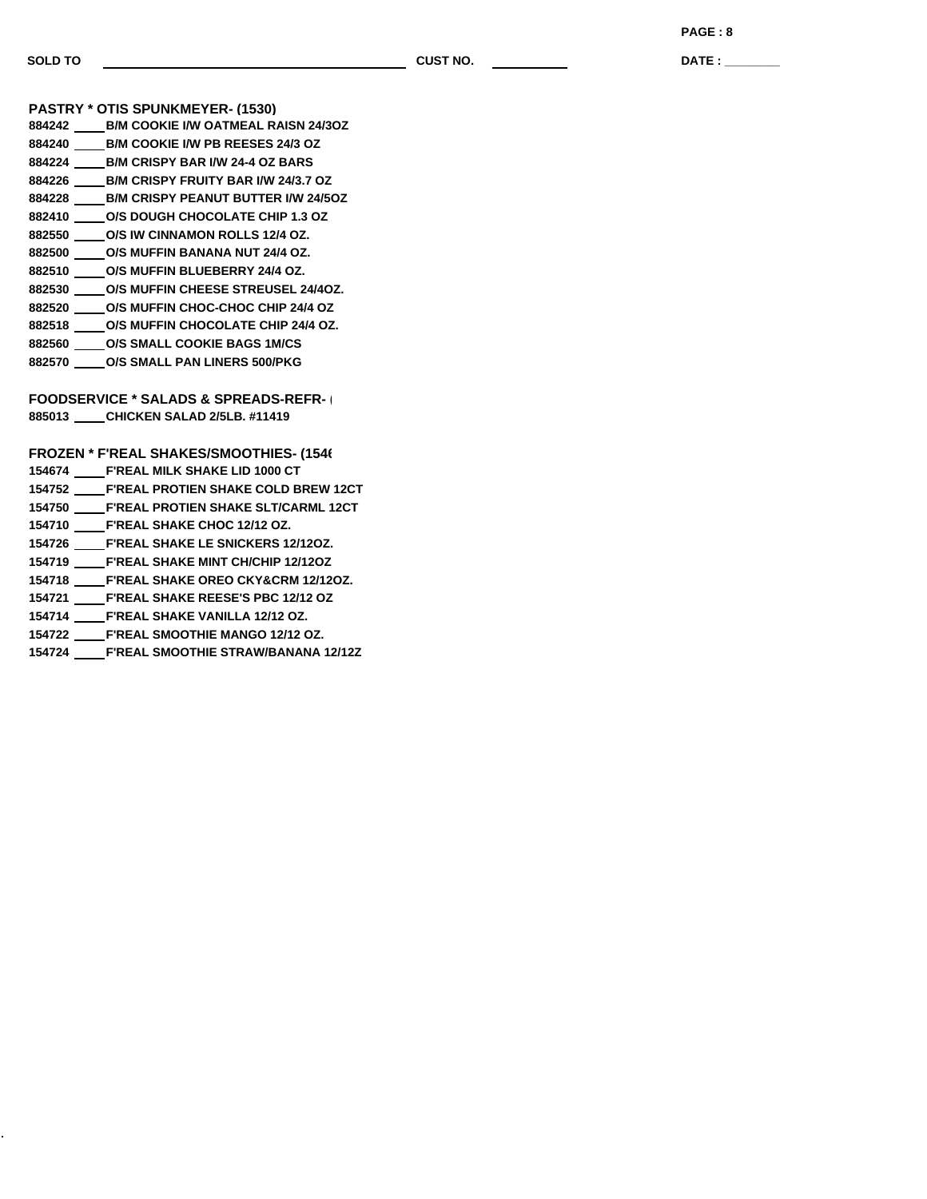SOLD TO ____________________ CUST NO. __________ DATE : ________

**PASTRY * OTIS SPUNKMEYER- (1530)**

884242 ____ B/M COOKIE I/W OATMEAL RAISN 24/3OZ
884240 ____ B/M COOKIE I/W PB REESES 24/3 OZ
884224 ____ B/M CRISPY BAR I/W 24-4 OZ BARS
884226 ____ B/M CRISPY FRUITY BAR I/W 24/3.7 OZ
884228 ____ B/M CRISPY PEANUT BUTTER I/W 24/5OZ
882410 ____ O/S DOUGH CHOCOLATE CHIP 1.3 OZ
882550 ____ O/S IW CINNAMON ROLLS 12/4 OZ.
882500 ____ O/S MUFFIN BANANA NUT 24/4 OZ.
882510 ____ O/S MUFFIN BLUEBERRY 24/4 OZ.
882530 ____ O/S MUFFIN CHEESE STREUSEL 24/4OZ.
882520 ____ O/S MUFFIN CHOC-CHOC CHIP 24/4 OZ
882518 ____ O/S MUFFIN CHOCOLATE CHIP 24/4 OZ.
882560 ____ O/S SMALL COOKIE BAGS 1M/CS
882570 ____ O/S SMALL PAN LINERS 500/PKG

**FOODSERVICE * SALADS & SPREADS-REFR- (**

885013 ____ CHICKEN SALAD 2/5LB. #11419

**FROZEN * F'REAL SHAKES/SMOOTHIES- (154(**

154674 ____ F'REAL MILK SHAKE LID 1000 CT
154752 ____ F'REAL PROTIEN SHAKE COLD BREW 12CT
154750 ____ F'REAL PROTIEN SHAKE SLT/CARML 12CT
154710 ____ F'REAL SHAKE CHOC 12/12 OZ.
154726 ____ F'REAL SHAKE LE SNICKERS 12/12OZ.
154719 ____ F'REAL SHAKE MINT CH/CHIP 12/12OZ
154718 ____ F'REAL SHAKE OREO CKY&CRM 12/12OZ.
154721 ____ F'REAL SHAKE REESE'S PBC 12/12 OZ
154714 ____ F'REAL SHAKE VANILLA 12/12 OZ.
154722 ____ F'REAL SMOOTHIE MANGO 12/12 OZ.
154724 ____ F'REAL SMOOTHIE STRAW/BANANA 12/12Z